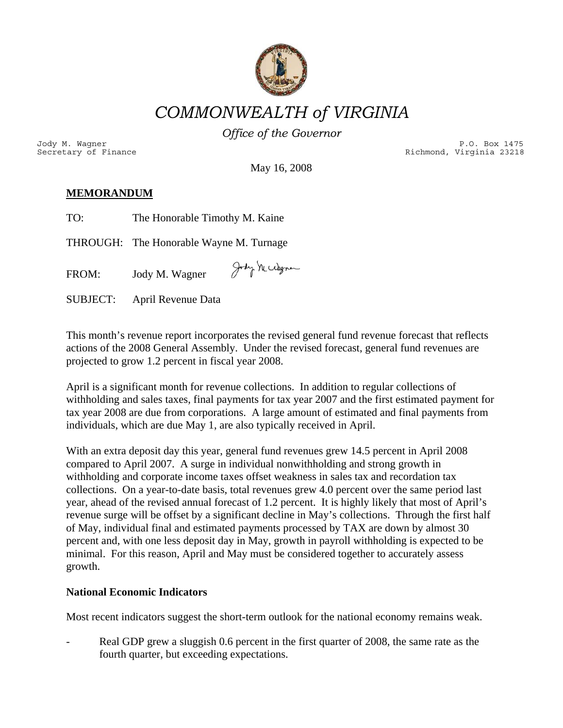# *COMMONWEALTH of VIRGINIA*

*Office of the Governor*

Jody M. Wagner
Secretary of Finance

P.O. Box 1475
Richmond, Virginia 23218

May 16, 2008

**MEMORANDUM**

TO: The Honorable Timothy M. Kaine

THROUGH: The Honorable Wayne M. Turnage

FROM: Jody M. Wagner

SUBJECT: April Revenue Data

This month's revenue report incorporates the revised general fund revenue forecast that reflects actions of the 2008 General Assembly. Under the revised forecast, general fund revenues are projected to grow 1.2 percent in fiscal year 2008.

April is a significant month for revenue collections. In addition to regular collections of withholding and sales taxes, final payments for tax year 2007 and the first estimated payment for tax year 2008 are due from corporations. A large amount of estimated and final payments from individuals, which are due May 1, are also typically received in April.

With an extra deposit day this year, general fund revenues grew 14.5 percent in April 2008 compared to April 2007. A surge in individual nonwithholding and strong growth in withholding and corporate income taxes offset weakness in sales tax and recordation tax collections. On a year-to-date basis, total revenues grew 4.0 percent over the same period last year, ahead of the revised annual forecast of 1.2 percent. It is highly likely that most of April's revenue surge will be offset by a significant decline in May's collections. Through the first half of May, individual final and estimated payments processed by TAX are down by almost 30 percent and, with one less deposit day in May, growth in payroll withholding is expected to be minimal. For this reason, April and May must be considered together to accurately assess growth.

**National Economic Indicators**

Most recent indicators suggest the short-term outlook for the national economy remains weak.

- Real GDP grew a sluggish 0.6 percent in the first quarter of 2008, the same rate as the fourth quarter, but exceeding expectations.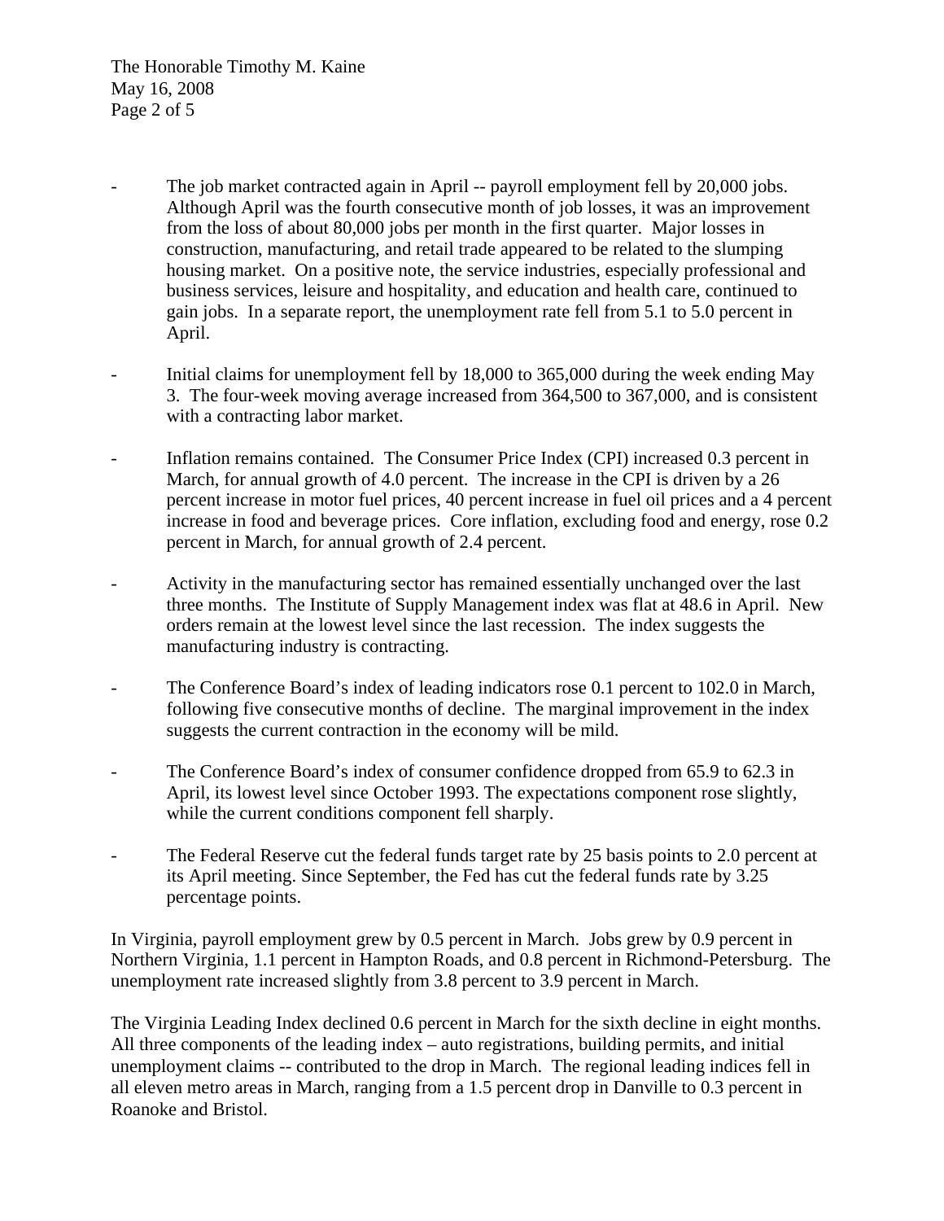- The job market contracted again in April -- payroll employment fell by 20,000 jobs. Although April was the fourth consecutive month of job losses, it was an improvement from the loss of about 80,000 jobs per month in the first quarter. Major losses in construction, manufacturing, and retail trade appeared to be related to the slumping housing market. On a positive note, the service industries, especially professional and business services, leisure and hospitality, and education and health care, continued to gain jobs. In a separate report, the unemployment rate fell from 5.1 to 5.0 percent in April.

- Initial claims for unemployment fell by 18,000 to 365,000 during the week ending May 3. The four-week moving average increased from 364,500 to 367,000, and is consistent with a contracting labor market.

- Inflation remains contained. The Consumer Price Index (CPI) increased 0.3 percent in March, for annual growth of 4.0 percent. The increase in the CPI is driven by a 26 percent increase in motor fuel prices, 40 percent increase in fuel oil prices and a 4 percent increase in food and beverage prices. Core inflation, excluding food and energy, rose 0.2 percent in March, for annual growth of 2.4 percent.

- Activity in the manufacturing sector has remained essentially unchanged over the last three months. The Institute of Supply Management index was flat at 48.6 in April. New orders remain at the lowest level since the last recession. The index suggests the manufacturing industry is contracting.

- The Conference Board's index of leading indicators rose 0.1 percent to 102.0 in March, following five consecutive months of decline. The marginal improvement in the index suggests the current contraction in the economy will be mild.

- The Conference Board's index of consumer confidence dropped from 65.9 to 62.3 in April, its lowest level since October 1993. The expectations component rose slightly, while the current conditions component fell sharply.

- The Federal Reserve cut the federal funds target rate by 25 basis points to 2.0 percent at its April meeting. Since September, the Fed has cut the federal funds rate by 3.25 percentage points.

In Virginia, payroll employment grew by 0.5 percent in March. Jobs grew by 0.9 percent in Northern Virginia, 1.1 percent in Hampton Roads, and 0.8 percent in Richmond-Petersburg. The unemployment rate increased slightly from 3.8 percent to 3.9 percent in March.

The Virginia Leading Index declined 0.6 percent in March for the sixth decline in eight months. All three components of the leading index – auto registrations, building permits, and initial unemployment claims -- contributed to the drop in March. The regional leading indices fell in all eleven metro areas in March, ranging from a 1.5 percent drop in Danville to 0.3 percent in Roanoke and Bristol.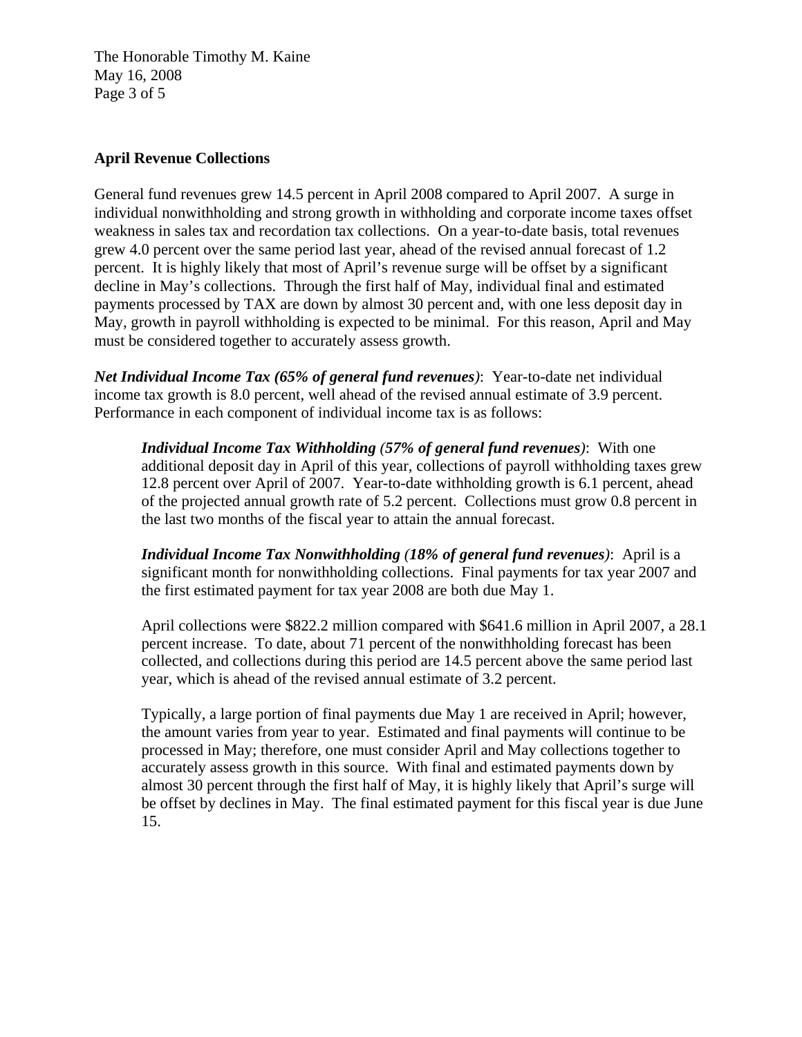**April Revenue Collections**

General fund revenues grew 14.5 percent in April 2008 compared to April 2007. A surge in individual nonwithholding and strong growth in withholding and corporate income taxes offset weakness in sales tax and recordation tax collections. On a year-to-date basis, total revenues grew 4.0 percent over the same period last year, ahead of the revised annual forecast of 1.2 percent. It is highly likely that most of April's revenue surge will be offset by a significant decline in May's collections. Through the first half of May, individual final and estimated payments processed by TAX are down by almost 30 percent and, with one less deposit day in May, growth in payroll withholding is expected to be minimal. For this reason, April and May must be considered together to accurately assess growth.

***Net Individual Income Tax (65% of general fund revenues)***: Year-to-date net individual income tax growth is 8.0 percent, well ahead of the revised annual estimate of 3.9 percent. Performance in each component of individual income tax is as follows:

> ***Individual Income Tax Withholding (57% of general fund revenues)***: With one additional deposit day in April of this year, collections of payroll withholding taxes grew 12.8 percent over April of 2007. Year-to-date withholding growth is 6.1 percent, ahead of the projected annual growth rate of 5.2 percent. Collections must grow 0.8 percent in the last two months of the fiscal year to attain the annual forecast.
>
> ***Individual Income Tax Nonwithholding (18% of general fund revenues)***: April is a significant month for nonwithholding collections. Final payments for tax year 2007 and the first estimated payment for tax year 2008 are both due May 1.
>
> April collections were $822.2 million compared with $641.6 million in April 2007, a 28.1 percent increase. To date, about 71 percent of the nonwithholding forecast has been collected, and collections during this period are 14.5 percent above the same period last year, which is ahead of the revised annual estimate of 3.2 percent.
>
> Typically, a large portion of final payments due May 1 are received in April; however, the amount varies from year to year. Estimated and final payments will continue to be processed in May; therefore, one must consider April and May collections together to accurately assess growth in this source. With final and estimated payments down by almost 30 percent through the first half of May, it is highly likely that April's surge will be offset by declines in May. The final estimated payment for this fiscal year is due June 15.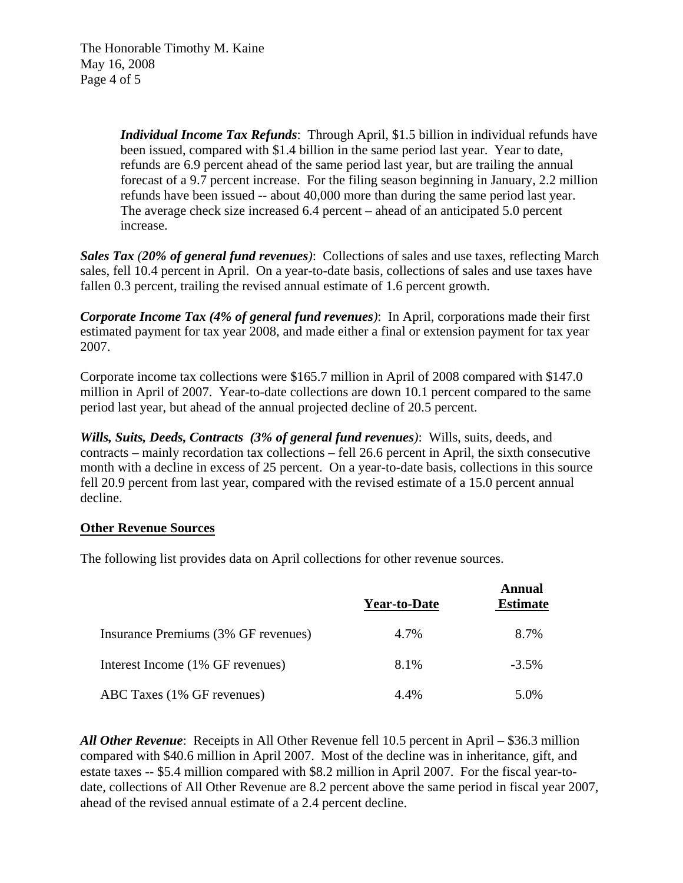*Individual Income Tax Refunds*: Through April, $1.5 billion in individual refunds have been issued, compared with $1.4 billion in the same period last year. Year to date, refunds are 6.9 percent ahead of the same period last year, but are trailing the annual forecast of a 9.7 percent increase. For the filing season beginning in January, 2.2 million refunds have been issued -- about 40,000 more than during the same period last year. The average check size increased 6.4 percent – ahead of an anticipated 5.0 percent increase.

***Sales Tax (20% of general fund revenues)***: Collections of sales and use taxes, reflecting March sales, fell 10.4 percent in April. On a year-to-date basis, collections of sales and use taxes have fallen 0.3 percent, trailing the revised annual estimate of 1.6 percent growth.

***Corporate Income Tax (4% of general fund revenues)***: In April, corporations made their first estimated payment for tax year 2008, and made either a final or extension payment for tax year 2007.

Corporate income tax collections were $165.7 million in April of 2008 compared with $147.0 million in April of 2007. Year-to-date collections are down 10.1 percent compared to the same period last year, but ahead of the annual projected decline of 20.5 percent.

***Wills, Suits, Deeds, Contracts (3% of general fund revenues)***: Wills, suits, deeds, and contracts – mainly recordation tax collections – fell 26.6 percent in April, the sixth consecutive month with a decline in excess of 25 percent. On a year-to-date basis, collections in this source fell 20.9 percent from last year, compared with the revised estimate of a 15.0 percent annual decline.

**Other Revenue Sources**

The following list provides data on April collections for other revenue sources.

| | Year-to-Date | Annual Estimate |
|---|---|---|
| Insurance Premiums (3% GF revenues) | 4.7% | 8.7% |
| Interest Income (1% GF revenues) | 8.1% | -3.5% |
| ABC Taxes (1% GF revenues) | 4.4% | 5.0% |

***All Other Revenue***: Receipts in All Other Revenue fell 10.5 percent in April – $36.3 million compared with $40.6 million in April 2007. Most of the decline was in inheritance, gift, and estate taxes -- $5.4 million compared with $8.2 million in April 2007. For the fiscal year-to-date, collections of All Other Revenue are 8.2 percent above the same period in fiscal year 2007, ahead of the revised annual estimate of a 2.4 percent decline.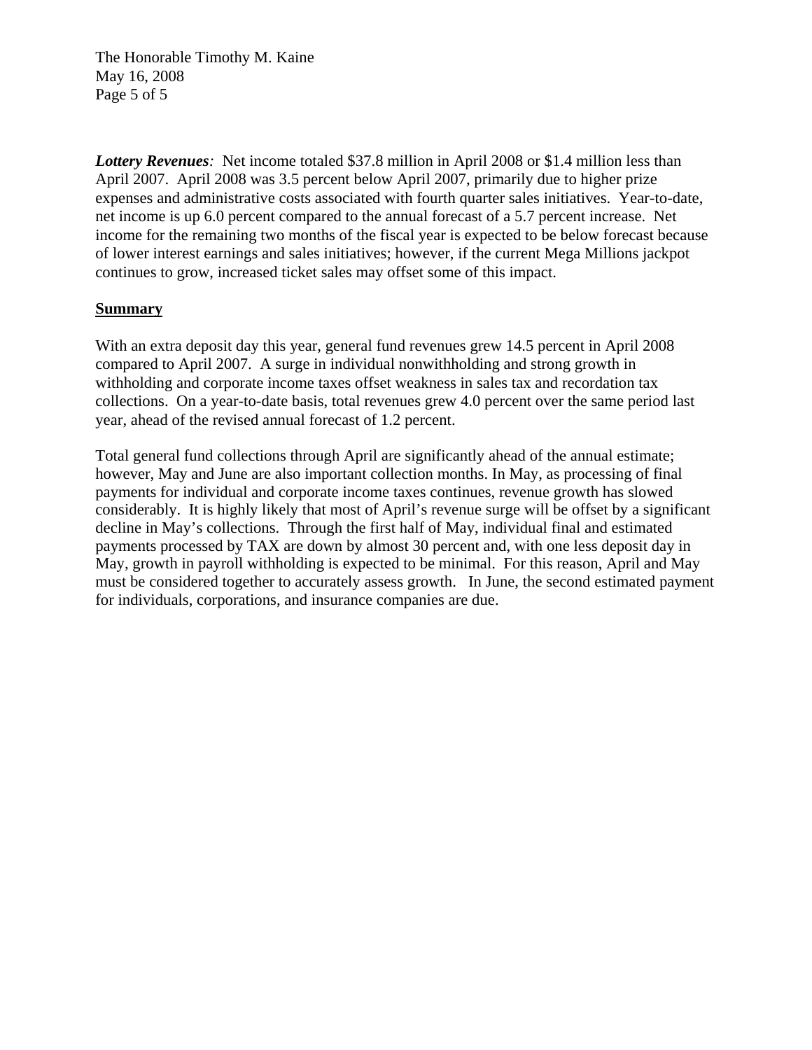***Lottery Revenues**:* Net income totaled $37.8 million in April 2008 or $1.4 million less than April 2007. April 2008 was 3.5 percent below April 2007, primarily due to higher prize expenses and administrative costs associated with fourth quarter sales initiatives. Year-to-date, net income is up 6.0 percent compared to the annual forecast of a 5.7 percent increase. Net income for the remaining two months of the fiscal year is expected to be below forecast because of lower interest earnings and sales initiatives; however, if the current Mega Millions jackpot continues to grow, increased ticket sales may offset some of this impact.

## Summary

With an extra deposit day this year, general fund revenues grew 14.5 percent in April 2008 compared to April 2007. A surge in individual nonwithholding and strong growth in withholding and corporate income taxes offset weakness in sales tax and recordation tax collections. On a year-to-date basis, total revenues grew 4.0 percent over the same period last year, ahead of the revised annual forecast of 1.2 percent.

Total general fund collections through April are significantly ahead of the annual estimate; however, May and June are also important collection months. In May, as processing of final payments for individual and corporate income taxes continues, revenue growth has slowed considerably. It is highly likely that most of April's revenue surge will be offset by a significant decline in May's collections. Through the first half of May, individual final and estimated payments processed by TAX are down by almost 30 percent and, with one less deposit day in May, growth in payroll withholding is expected to be minimal. For this reason, April and May must be considered together to accurately assess growth. In June, the second estimated payment for individuals, corporations, and insurance companies are due.